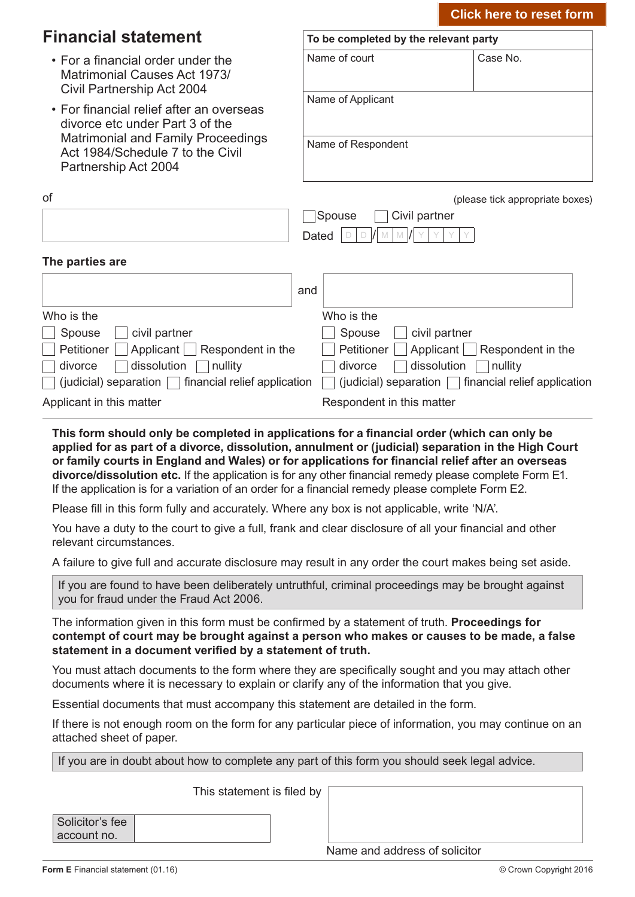Click here to reset form

# Financial statement

- For a financial order under the Matrimonial Causes Act 1973/ Civil Partnership Act 2004
- For financial relief after an overseas divorce etc under Part 3 of the Matrimonial and Family Proceedings Act 1984/Schedule 7 to the Civil Partnership Act 2004

| To be completed by the relevant party | |
|---|---|
| Name of court | Case No. |
| Name of Applicant | |
| Name of Respondent | |

of

(please tick appropriate boxes)

☐ Spouse ☐ Civil partner

Dated D D / M M / Y Y Y Y

**The parties are**

and

| Who is the | Who is the |
|---|---|
| ☐ Spouse ☐ civil partner | ☐ Spouse ☐ civil partner |
| ☐ Petitioner ☐ Applicant ☐ Respondent in the | ☐ Petitioner ☐ Applicant ☐ Respondent in the |
| ☐ divorce ☐ dissolution ☐ nullity | ☐ divorce ☐ dissolution ☐ nullity |
| ☐ (judicial) separation ☐ financial relief application | ☐ (judicial) separation ☐ financial relief application |
| Applicant in this matter | Respondent in this matter |

**This form should only be completed in applications for a financial order (which can only be applied for as part of a divorce, dissolution, annulment or (judicial) separation in the High Court or family courts in England and Wales) or for applications for financial relief after an overseas divorce/dissolution etc.** If the application is for any other financial remedy please complete Form E1. If the application is for a variation of an order for a financial remedy please complete Form E2.

Please fill in this form fully and accurately. Where any box is not applicable, write 'N/A'.

You have a duty to the court to give a full, frank and clear disclosure of all your financial and other relevant circumstances.

A failure to give full and accurate disclosure may result in any order the court makes being set aside.

If you are found to have been deliberately untruthful, criminal proceedings may be brought against you for fraud under the Fraud Act 2006.

The information given in this form must be confirmed by a statement of truth. **Proceedings for contempt of court may be brought against a person who makes or causes to be made, a false statement in a document verified by a statement of truth.**

You must attach documents to the form where they are specifically sought and you may attach other documents where it is necessary to explain or clarify any of the information that you give.

Essential documents that must accompany this statement are detailed in the form.

If there is not enough room on the form for any particular piece of information, you may continue on an attached sheet of paper.

If you are in doubt about how to complete any part of this form you should seek legal advice.

This statement is filed by

Solicitor's fee account no.

Name and address of solicitor

**Form E** Financial statement (01.16) © Crown Copyright 2016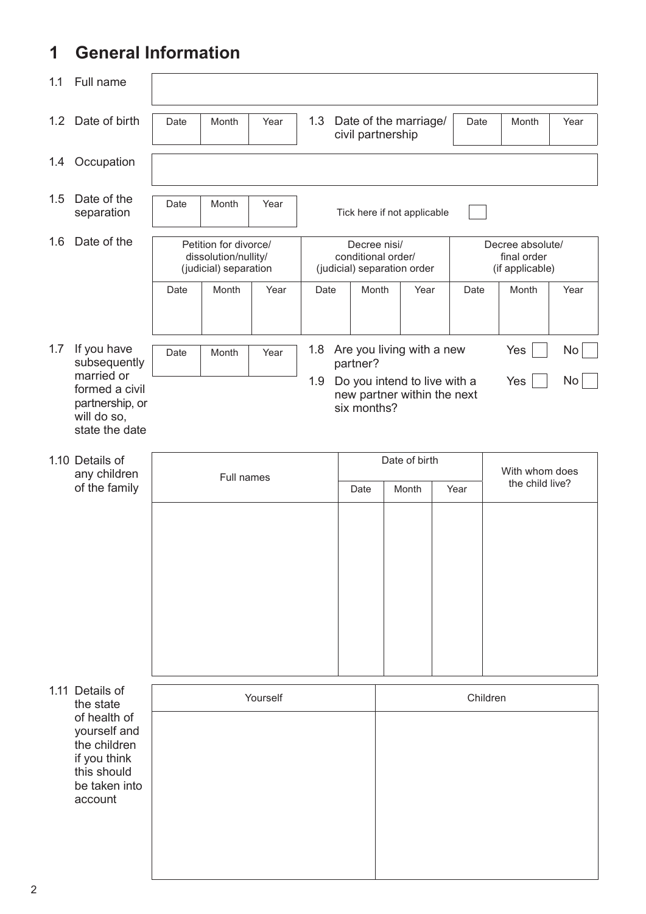# 1 General Information

1.1 Full name

| |
|---|
| |

1.2 Date of birth

| Date | Month | Year |
|---|---|---|
| | | |

1.3 Date of the marriage/ civil partnership

| Date | Month | Year |
|---|---|---|
| | | |

1.4 Occupation

| |
|---|
| |

1.5 Date of the separation

| Date | Month | Year |
|---|---|---|
| | | |

Tick here if not applicable ☐

1.6 Date of the

| Petition for divorce/ dissolution/nullity/ (judicial) separation | | | Decree nisi/ conditional order/ (judicial) separation order | | | Decree absolute/ final order (if applicable) | | |
|---|---|---|---|---|---|---|---|---|
| Date | Month | Year | Date | Month | Year | Date | Month | Year |
| | | | | | | | | |

1.7 If you have subsequently married or formed a civil partnership, or will do so, state the date

| Date | Month | Year |
|---|---|---|
| | | |

1.8 Are you living with a new partner? Yes ☐ No ☐

1.9 Do you intend to live with a new partner within the next six months? Yes ☐ No ☐

1.10 Details of any children of the family

| Full names | Date of birth | | | With whom does the child live? |
|---|---|---|---|---|
| | Date | Month | Year | |
| | | | | |

1.11 Details of the state of health of yourself and the children if you think this should be taken into account

| Yourself | Children |
|---|---|
| | |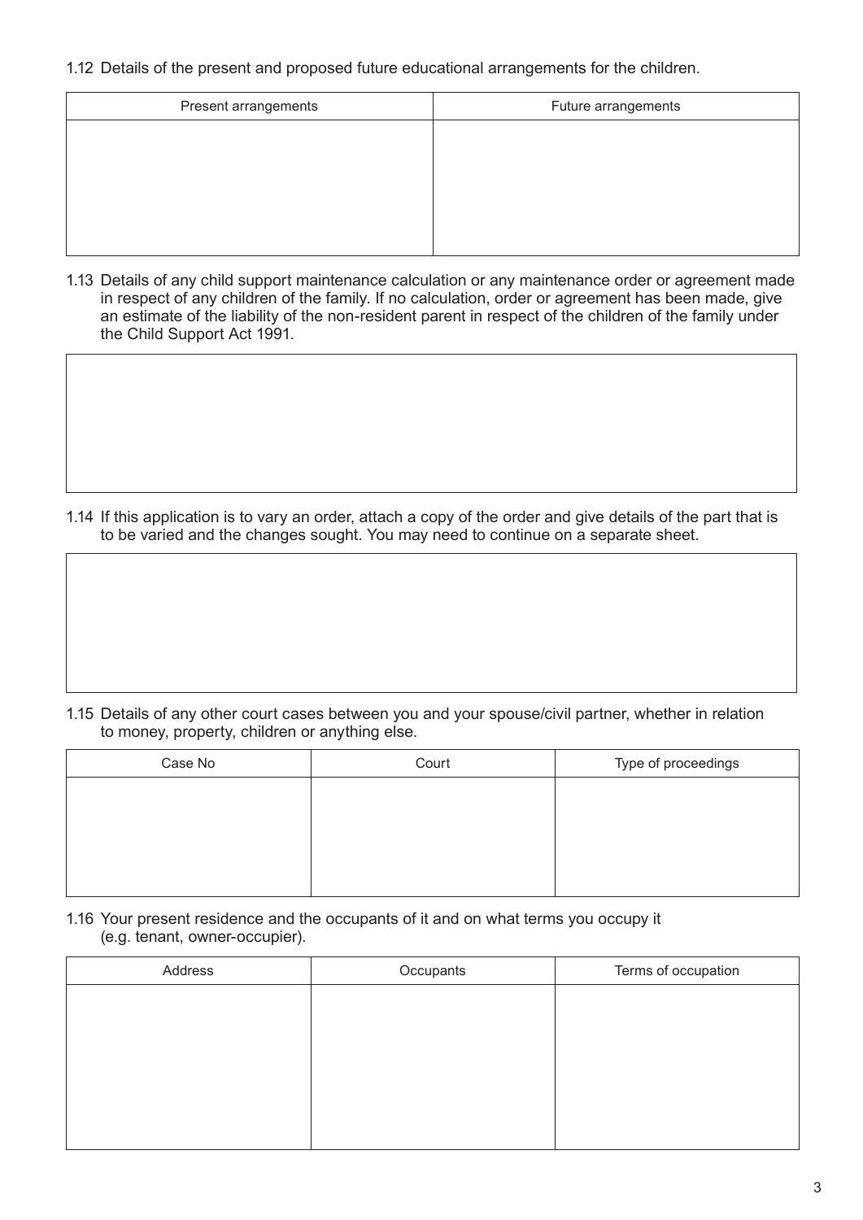1.12 Details of the present and proposed future educational arrangements for the children.

| Present arrangements | Future arrangements |
|---|---|
| | |

1.13 Details of any child support maintenance calculation or any maintenance order or agreement made in respect of any children of the family. If no calculation, order or agreement has been made, give an estimate of the liability of the non-resident parent in respect of the children of the family under the Child Support Act 1991.

1.14 If this application is to vary an order, attach a copy of the order and give details of the part that is to be varied and the changes sought. You may need to continue on a separate sheet.

1.15 Details of any other court cases between you and your spouse/civil partner, whether in relation to money, property, children or anything else.

| Case No | Court | Type of proceedings |
|---|---|---|
| | | |

1.16 Your present residence and the occupants of it and on what terms you occupy it (e.g. tenant, owner-occupier).

| Address | Occupants | Terms of occupation |
|---|---|---|
| | | |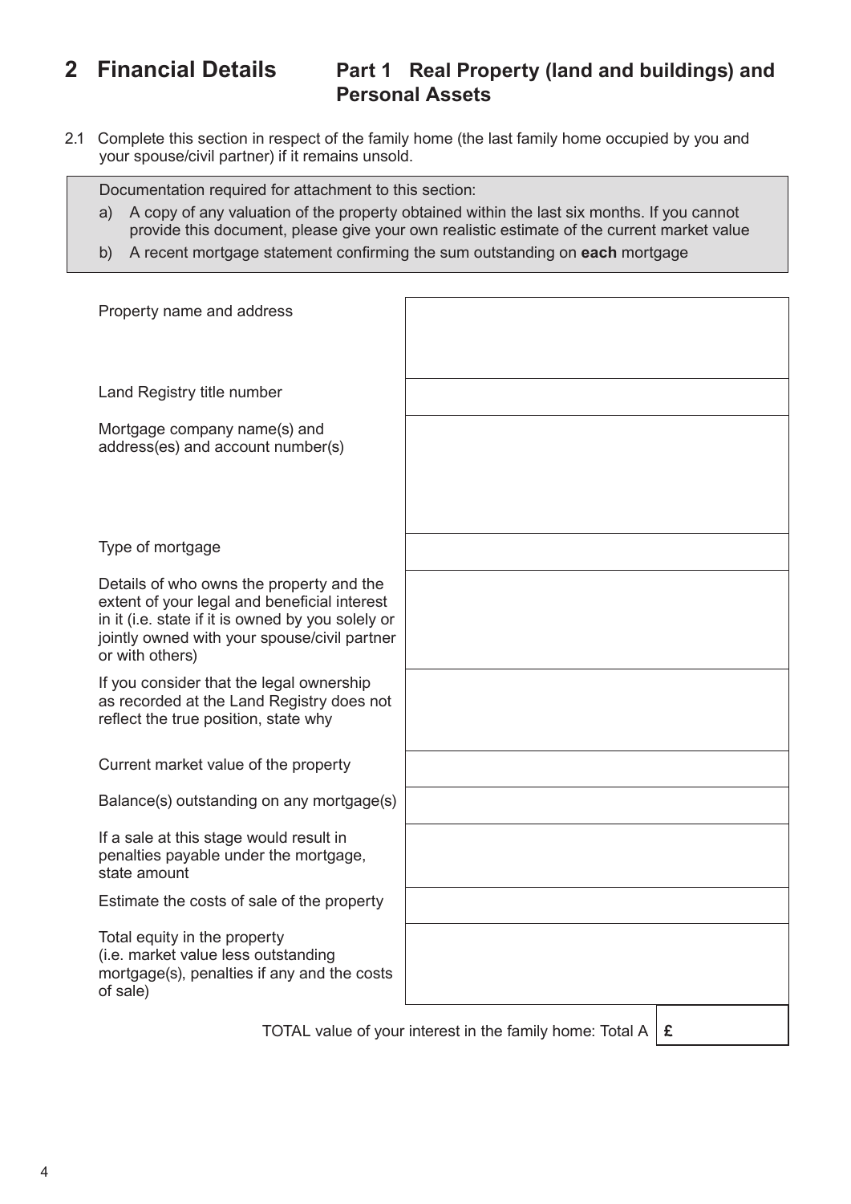# 2 Financial Details

## Part 1 Real Property (land and buildings) and Personal Assets

2.1 Complete this section in respect of the family home (the last family home occupied by you and your spouse/civil partner) if it remains unsold.

> Documentation required for attachment to this section:
>
> a) A copy of any valuation of the property obtained within the last six months. If you cannot provide this document, please give your own realistic estimate of the current market value
>
> b) A recent mortgage statement confirming the sum outstanding on **each** mortgage

| | |
|---|---|
| Property name and address | |
| Land Registry title number | |
| Mortgage company name(s) and address(es) and account number(s) | |
| Type of mortgage | |
| Details of who owns the property and the extent of your legal and beneficial interest in it (i.e. state if it is owned by you solely or jointly owned with your spouse/civil partner or with others) | |
| If you consider that the legal ownership as recorded at the Land Registry does not reflect the true position, state why | |
| Current market value of the property | |
| Balance(s) outstanding on any mortgage(s) | |
| If a sale at this stage would result in penalties payable under the mortgage, state amount | |
| Estimate the costs of sale of the property | |
| Total equity in the property (i.e. market value less outstanding mortgage(s), penalties if any and the costs of sale) | |

TOTAL value of your interest in the family home: Total A | **£**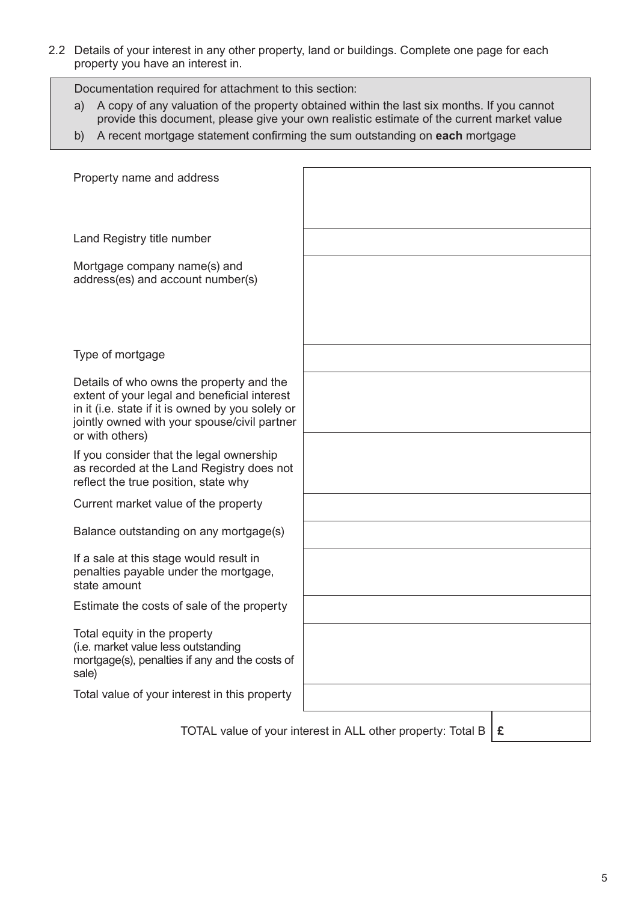2.2 Details of your interest in any other property, land or buildings. Complete one page for each property you have an interest in.

Documentation required for attachment to this section:

a) A copy of any valuation of the property obtained within the last six months. If you cannot provide this document, please give your own realistic estimate of the current market value
b) A recent mortgage statement confirming the sum outstanding on **each** mortgage

| | |
|---|---|
| Property name and address | |
| Land Registry title number | |
| Mortgage company name(s) and address(es) and account number(s) | |
| Type of mortgage | |
| Details of who owns the property and the extent of your legal and beneficial interest in it (i.e. state if it is owned by you solely or jointly owned with your spouse/civil partner or with others) | |
| If you consider that the legal ownership as recorded at the Land Registry does not reflect the true position, state why | |
| Current market value of the property | |
| Balance outstanding on any mortgage(s) | |
| If a sale at this stage would result in penalties payable under the mortgage, state amount | |
| Estimate the costs of sale of the property | |
| Total equity in the property (i.e. market value less outstanding mortgage(s), penalties if any and the costs of sale) | |
| Total value of your interest in this property | |

TOTAL value of your interest in ALL other property: Total B | **£**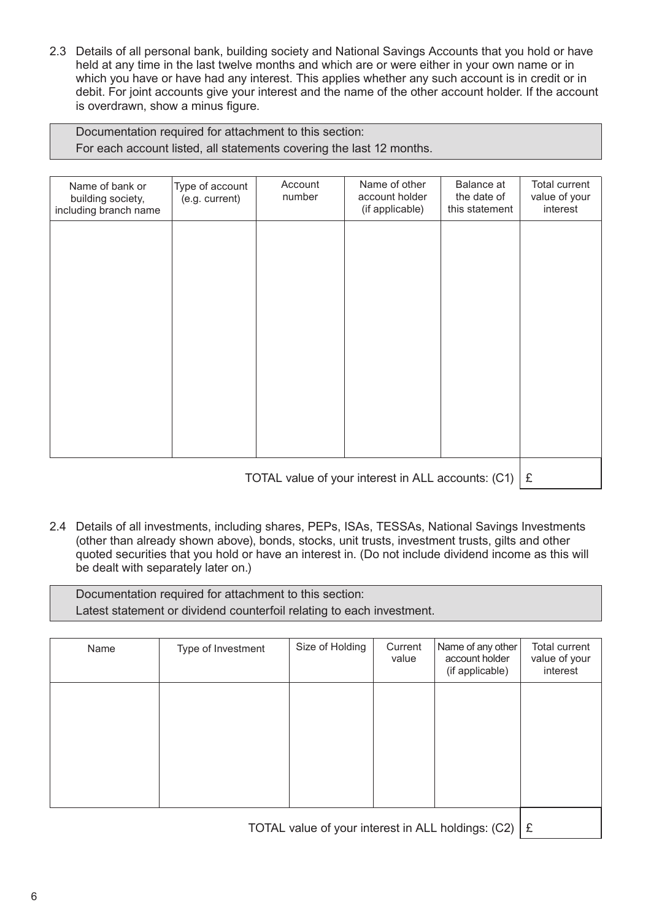2.3 Details of all personal bank, building society and National Savings Accounts that you hold or have held at any time in the last twelve months and which are or were either in your own name or in which you have or have had any interest. This applies whether any such account is in credit or in debit. For joint accounts give your interest and the name of the other account holder. If the account is overdrawn, show a minus figure.

> Documentation required for attachment to this section:
> For each account listed, all statements covering the last 12 months.

| Name of bank or building society, including branch name | Type of account (e.g. current) | Account number | Name of other account holder (if applicable) | Balance at the date of this statement | Total current value of your interest |
|---|---|---|---|---|---|
| | | | | | |
| | | | | TOTAL value of your interest in ALL accounts: (C1) | £ |

2.4 Details of all investments, including shares, PEPs, ISAs, TESSAs, National Savings Investments (other than already shown above), bonds, stocks, unit trusts, investment trusts, gilts and other quoted securities that you hold or have an interest in. (Do not include dividend income as this will be dealt with separately later on.)

> Documentation required for attachment to this section:
> Latest statement or dividend counterfoil relating to each investment.

| Name | Type of Investment | Size of Holding | Current value | Name of any other account holder (if applicable) | Total current value of your interest |
|---|---|---|---|---|---|
| | | | | | |
| | | | | TOTAL value of your interest in ALL holdings: (C2) | £ |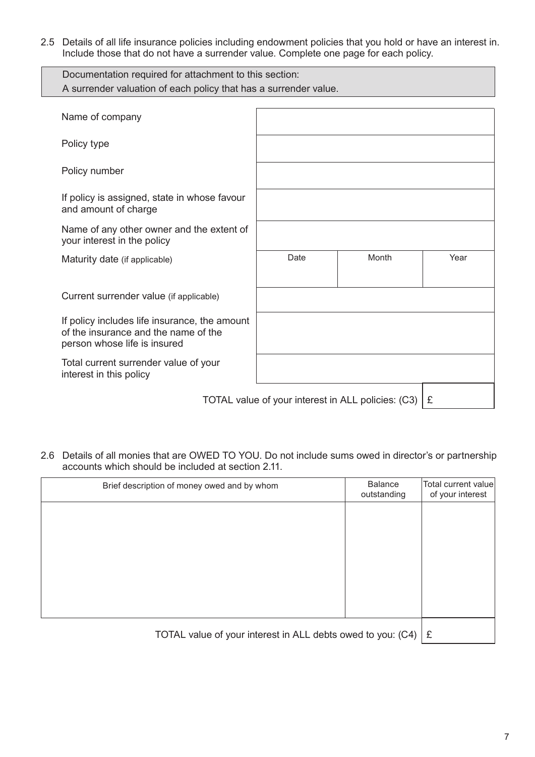2.5 Details of all life insurance policies including endowment policies that you hold or have an interest in. Include those that do not have a surrender value. Complete one page for each policy.

| Documentation required for attachment to this section: |
| --- |
| A surrender valuation of each policy that has a surrender value. |

| | | | |
| --- | --- | --- | --- |
| Name of company | | | |
| Policy type | | | |
| Policy number | | | |
| If policy is assigned, state in whose favour and amount of charge | | | |
| Name of any other owner and the extent of your interest in the policy | | | |
| Maturity date (if applicable) | Date | Month | Year |
| Current surrender value (if applicable) | | | |
| If policy includes life insurance, the amount of the insurance and the name of the person whose life is insured | | | |
| Total current surrender value of your interest in this policy | | | |

TOTAL value of your interest in ALL policies: (C3) £

2.6 Details of all monies that are OWED TO YOU. Do not include sums owed in director's or partnership accounts which should be included at section 2.11.

| Brief description of money owed and by whom | Balance outstanding | Total current value of your interest |
| --- | --- | --- |
| | | |

TOTAL value of your interest in ALL debts owed to you: (C4) £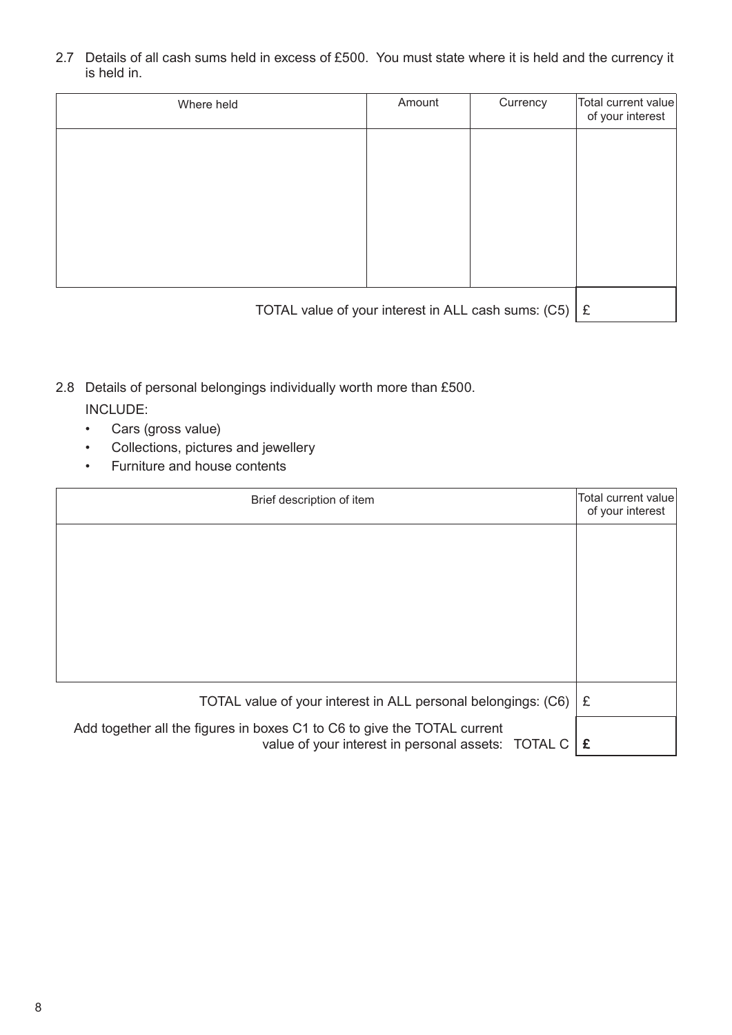2.7 Details of all cash sums held in excess of £500. You must state where it is held and the currency it is held in.

| Where held | Amount | Currency | Total current value of your interest |
|---|---|---|---|
| | | | |

TOTAL value of your interest in ALL cash sums: (C5) £

2.8 Details of personal belongings individually worth more than £500.

INCLUDE:

- Cars (gross value)
- Collections, pictures and jewellery
- Furniture and house contents

| Brief description of item | Total current value of your interest |
|---|---|
| | |

TOTAL value of your interest in ALL personal belongings: (C6) £

Add together all the figures in boxes C1 to C6 to give the TOTAL current value of your interest in personal assets: TOTAL C **£**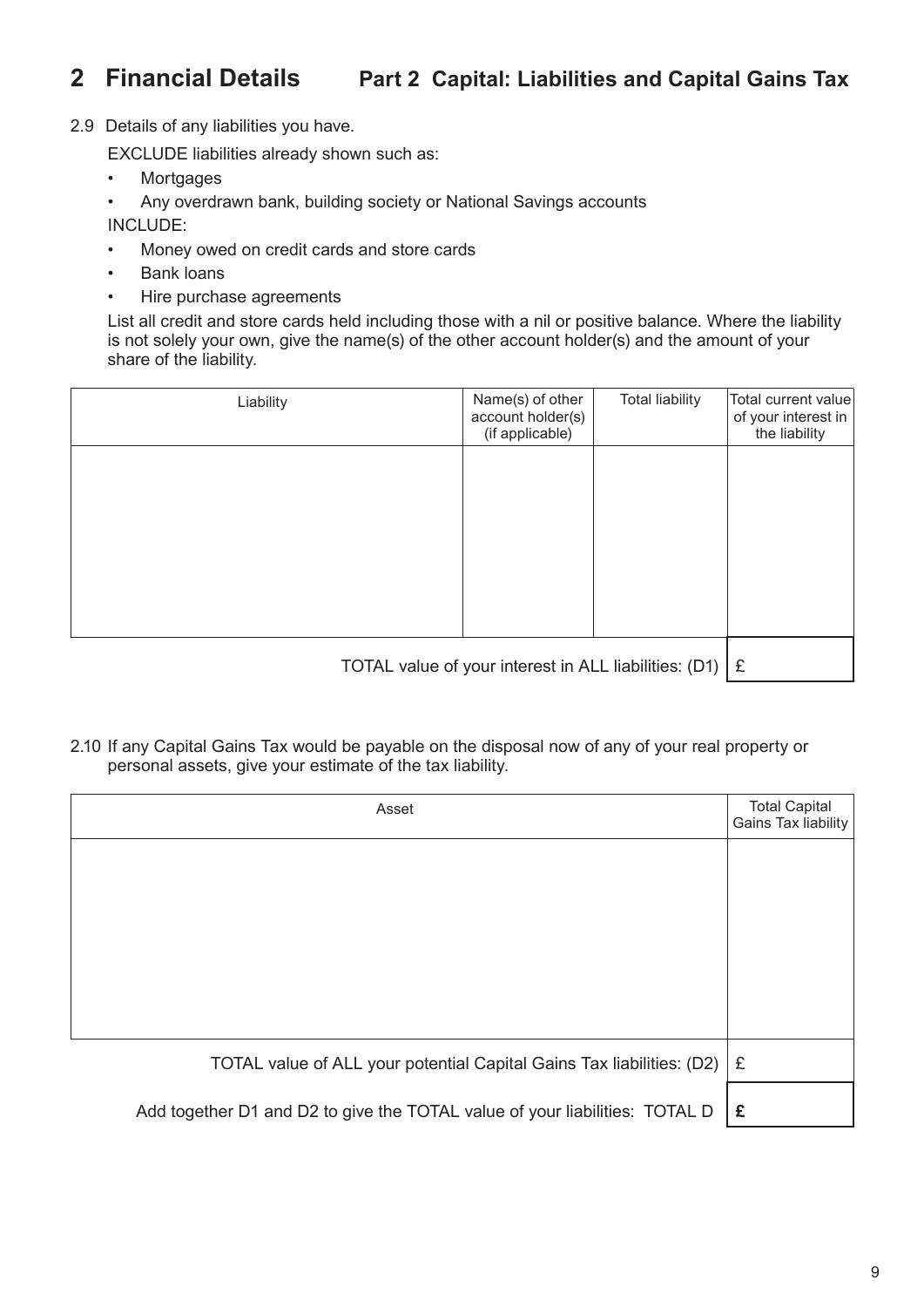## 2 Financial Details — Part 2 Capital: Liabilities and Capital Gains Tax

2.9 Details of any liabilities you have.

EXCLUDE liabilities already shown such as:

- Mortgages
- Any overdrawn bank, building society or National Savings accounts

INCLUDE:

- Money owed on credit cards and store cards
- Bank loans
- Hire purchase agreements

List all credit and store cards held including those with a nil or positive balance. Where the liability is not solely your own, give the name(s) of the other account holder(s) and the amount of your share of the liability.

| Liability | Name(s) of other account holder(s) (if applicable) | Total liability | Total current value of your interest in the liability |
|---|---|---|---|
| | | | |
| | | TOTAL value of your interest in ALL liabilities: (D1) | £ |

2.10 If any Capital Gains Tax would be payable on the disposal now of any of your real property or personal assets, give your estimate of the tax liability.

| Asset | Total Capital Gains Tax liability |
|---|---|
| | |
| TOTAL value of ALL your potential Capital Gains Tax liabilities: (D2) | £ |
| Add together D1 and D2 to give the TOTAL value of your liabilities: TOTAL D | **£** |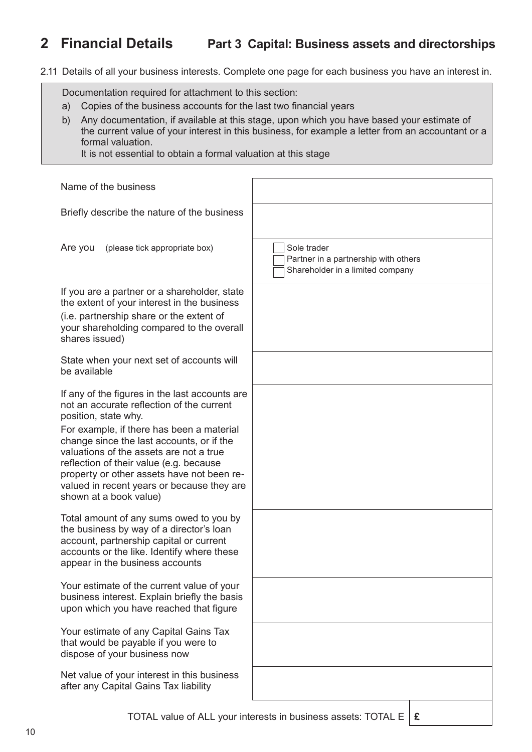# 2 Financial Details — Part 3 Capital: Business assets and directorships

2.11 Details of all your business interests. Complete one page for each business you have an interest in.

> Documentation required for attachment to this section:
>
> a) Copies of the business accounts for the last two financial years
>
> b) Any documentation, if available at this stage, upon which you have based your estimate of the current value of your interest in this business, for example a letter from an accountant or a formal valuation.
> It is not essential to obtain a formal valuation at this stage

| | |
|---|---|
| Name of the business | |
| Briefly describe the nature of the business | |
| Are you (please tick appropriate box) | ☐ Sole trader<br>☐ Partner in a partnership with others<br>☐ Shareholder in a limited company |
| If you are a partner or a shareholder, state the extent of your interest in the business (i.e. partnership share or the extent of your shareholding compared to the overall shares issued) | |
| State when your next set of accounts will be available | |
| If any of the figures in the last accounts are not an accurate reflection of the current position, state why.<br>For example, if there has been a material change since the last accounts, or if the valuations of the assets are not a true reflection of their value (e.g. because property or other assets have not been re-valued in recent years or because they are shown at a book value) | |
| Total amount of any sums owed to you by the business by way of a director's loan account, partnership capital or current accounts or the like. Identify where these appear in the business accounts | |
| Your estimate of the current value of your business interest. Explain briefly the basis upon which you have reached that figure | |
| Your estimate of any Capital Gains Tax that would be payable if you were to dispose of your business now | |
| Net value of your interest in this business after any Capital Gains Tax liability | |

TOTAL value of ALL your interests in business assets: TOTAL E | **£**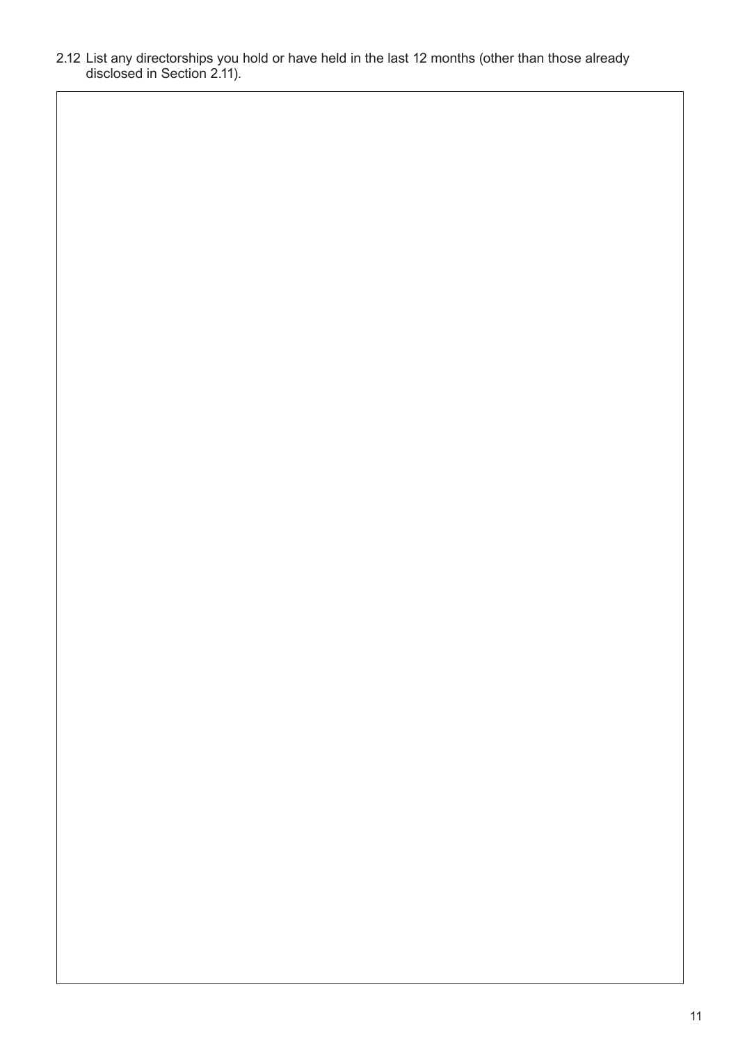2.12 List any directorships you hold or have held in the last 12 months (other than those already disclosed in Section 2.11).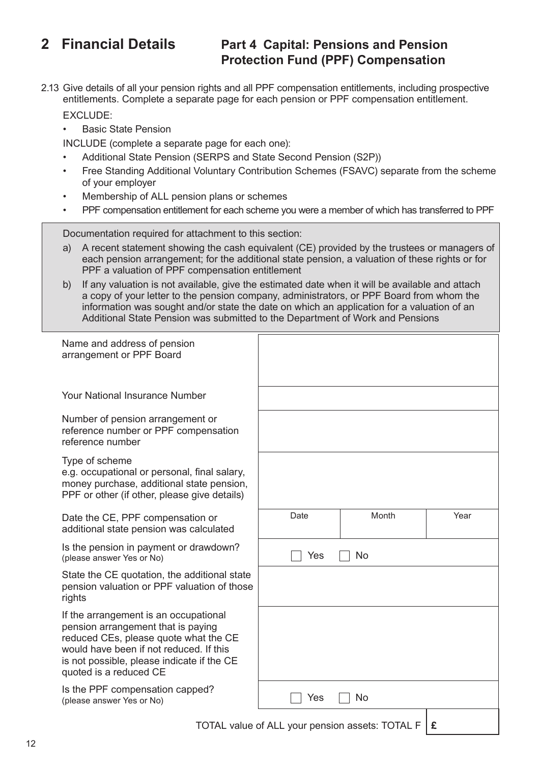# 2 Financial Details

## Part 4 Capital: Pensions and Pension Protection Fund (PPF) Compensation

2.13 Give details of all your pension rights and all PPF compensation entitlements, including prospective entitlements. Complete a separate page for each pension or PPF compensation entitlement.

EXCLUDE:

- Basic State Pension

INCLUDE (complete a separate page for each one):

- Additional State Pension (SERPS and State Second Pension (S2P))
- Free Standing Additional Voluntary Contribution Schemes (FSAVC) separate from the scheme of your employer
- Membership of ALL pension plans or schemes
- PPF compensation entitlement for each scheme you were a member of which has transferred to PPF

Documentation required for attachment to this section:

a) A recent statement showing the cash equivalent (CE) provided by the trustees or managers of each pension arrangement; for the additional state pension, a valuation of these rights or for PPF a valuation of PPF compensation entitlement

b) If any valuation is not available, give the estimated date when it will be available and attach a copy of your letter to the pension company, administrators, or PPF Board from whom the information was sought and/or state the date on which an application for a valuation of an Additional State Pension was submitted to the Department of Work and Pensions

| | | | |
|---|---|---|---|
| Name and address of pension arrangement or PPF Board | | | |
| Your National Insurance Number | | | |
| Number of pension arrangement or reference number or PPF compensation reference number | | | |
| Type of scheme<br>e.g. occupational or personal, final salary, money purchase, additional state pension, PPF or other (if other, please give details) | | | |
| Date the CE, PPF compensation or additional state pension was calculated | Date | Month | Year |
| Is the pension in payment or drawdown? (please answer Yes or No) | ☐ Yes ☐ No | | |
| State the CE quotation, the additional state pension valuation or PPF valuation of those rights | | | |
| If the arrangement is an occupational pension arrangement that is paying reduced CEs, please quote what the CE would have been if not reduced. If this is not possible, please indicate if the CE quoted is a reduced CE | | | |
| Is the PPF compensation capped? (please answer Yes or No) | ☐ Yes ☐ No | | |

TOTAL value of ALL your pension assets: TOTAL F | £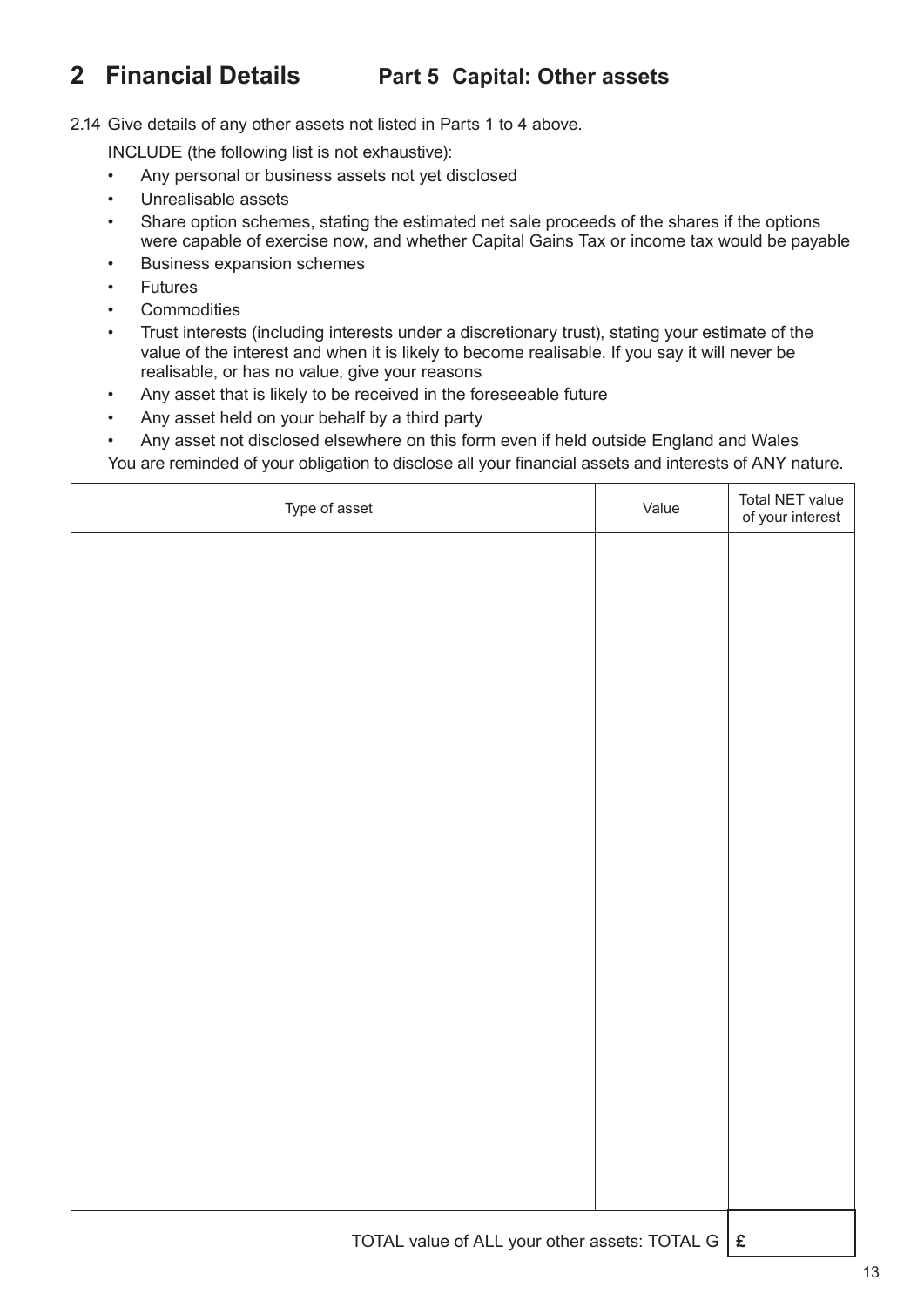## 2 Financial Details — Part 5 Capital: Other assets

2.14 Give details of any other assets not listed in Parts 1 to 4 above.

INCLUDE (the following list is not exhaustive):

- Any personal or business assets not yet disclosed
- Unrealisable assets
- Share option schemes, stating the estimated net sale proceeds of the shares if the options were capable of exercise now, and whether Capital Gains Tax or income tax would be payable
- Business expansion schemes
- Futures
- Commodities
- Trust interests (including interests under a discretionary trust), stating your estimate of the value of the interest and when it is likely to become realisable. If you say it will never be realisable, or has no value, give your reasons
- Any asset that is likely to be received in the foreseeable future
- Any asset held on your behalf by a third party
- Any asset not disclosed elsewhere on this form even if held outside England and Wales

You are reminded of your obligation to disclose all your financial assets and interests of ANY nature.

| Type of asset | Value | Total NET value of your interest |
|---|---|---|
| | | |

| TOTAL value of ALL your other assets: TOTAL G | £ |
|---|---|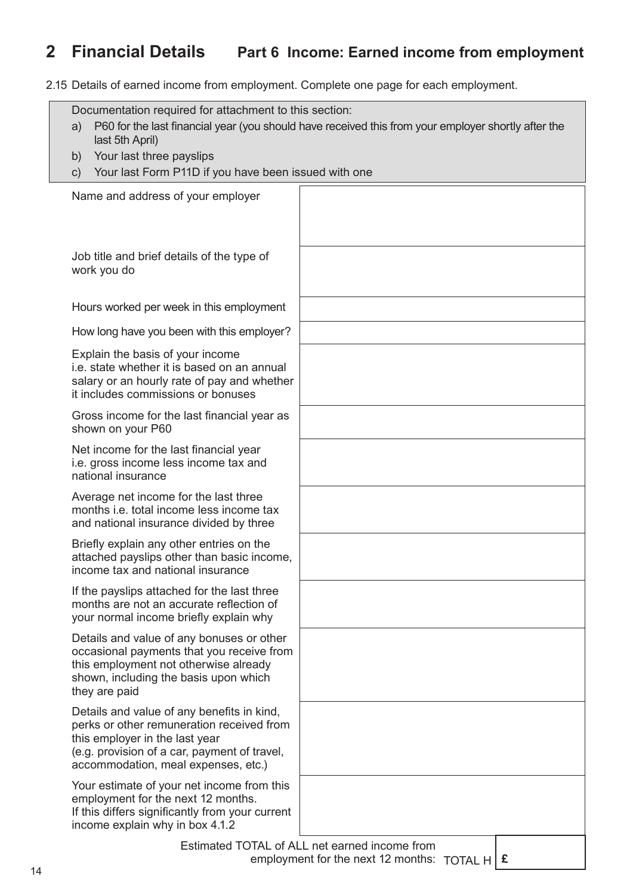## 2 Financial Details — Part 6 Income: Earned income from employment

2.15 Details of earned income from employment. Complete one page for each employment.

Documentation required for attachment to this section:

a) P60 for the last financial year (you should have received this from your employer shortly after the last 5th April)
b) Your last three payslips
c) Your last Form P11D if you have been issued with one

| | |
|---|---|
| Name and address of your employer | |
| Job title and brief details of the type of work you do | |
| Hours worked per week in this employment | |
| How long have you been with this employer? | |
| Explain the basis of your income i.e. state whether it is based on an annual salary or an hourly rate of pay and whether it includes commissions or bonuses | |
| Gross income for the last financial year as shown on your P60 | |
| Net income for the last financial year i.e. gross income less income tax and national insurance | |
| Average net income for the last three months i.e. total income less income tax and national insurance divided by three | |
| Briefly explain any other entries on the attached payslips other than basic income, income tax and national insurance | |
| If the payslips attached for the last three months are not an accurate reflection of your normal income briefly explain why | |
| Details and value of any bonuses or other occasional payments that you receive from this employment not otherwise already shown, including the basis upon which they are paid | |
| Details and value of any benefits in kind, perks or other remuneration received from this employer in the last year (e.g. provision of a car, payment of travel, accommodation, meal expenses, etc.) | |
| Your estimate of your net income from this employment for the next 12 months. If this differs significantly from your current income explain why in box 4.1.2 | |

Estimated TOTAL of ALL net earned income from employment for the next 12 months: TOTAL H | £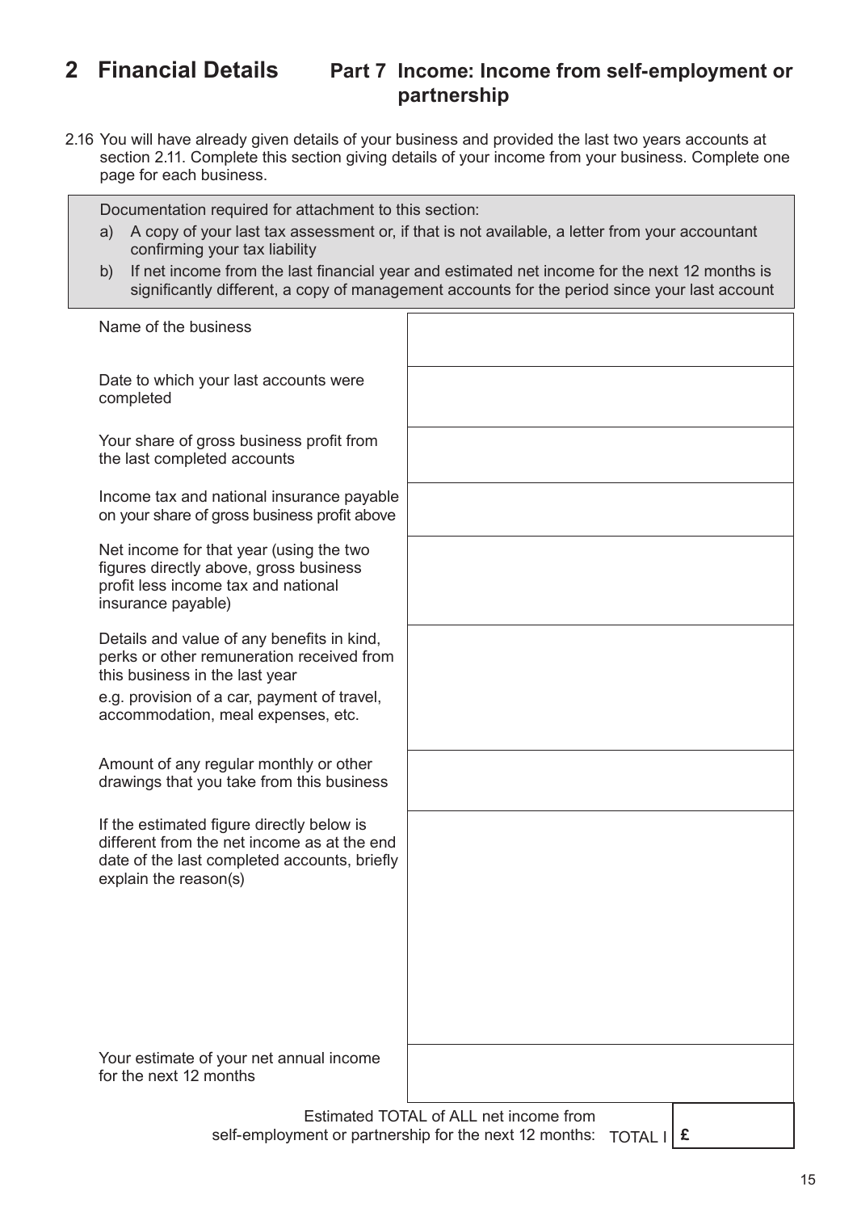# 2 Financial Details

## Part 7 Income: Income from self-employment or partnership

2.16 You will have already given details of your business and provided the last two years accounts at section 2.11. Complete this section giving details of your income from your business. Complete one page for each business.

Documentation required for attachment to this section:

a) A copy of your last tax assessment or, if that is not available, a letter from your accountant confirming your tax liability

b) If net income from the last financial year and estimated net income for the next 12 months is significantly different, a copy of management accounts for the period since your last account

| | |
|---|---|
| Name of the business | |
| Date to which your last accounts were completed | |
| Your share of gross business profit from the last completed accounts | |
| Income tax and national insurance payable on your share of gross business profit above | |
| Net income for that year (using the two figures directly above, gross business profit less income tax and national insurance payable) | |
| Details and value of any benefits in kind, perks or other remuneration received from this business in the last year<br>e.g. provision of a car, payment of travel, accommodation, meal expenses, etc. | |
| Amount of any regular monthly or other drawings that you take from this business | |
| If the estimated figure directly below is different from the net income as at the end date of the last completed accounts, briefly explain the reason(s) | |
| Your estimate of your net annual income for the next 12 months | |

Estimated TOTAL of ALL net income from self-employment or partnership for the next 12 months: TOTAL I | £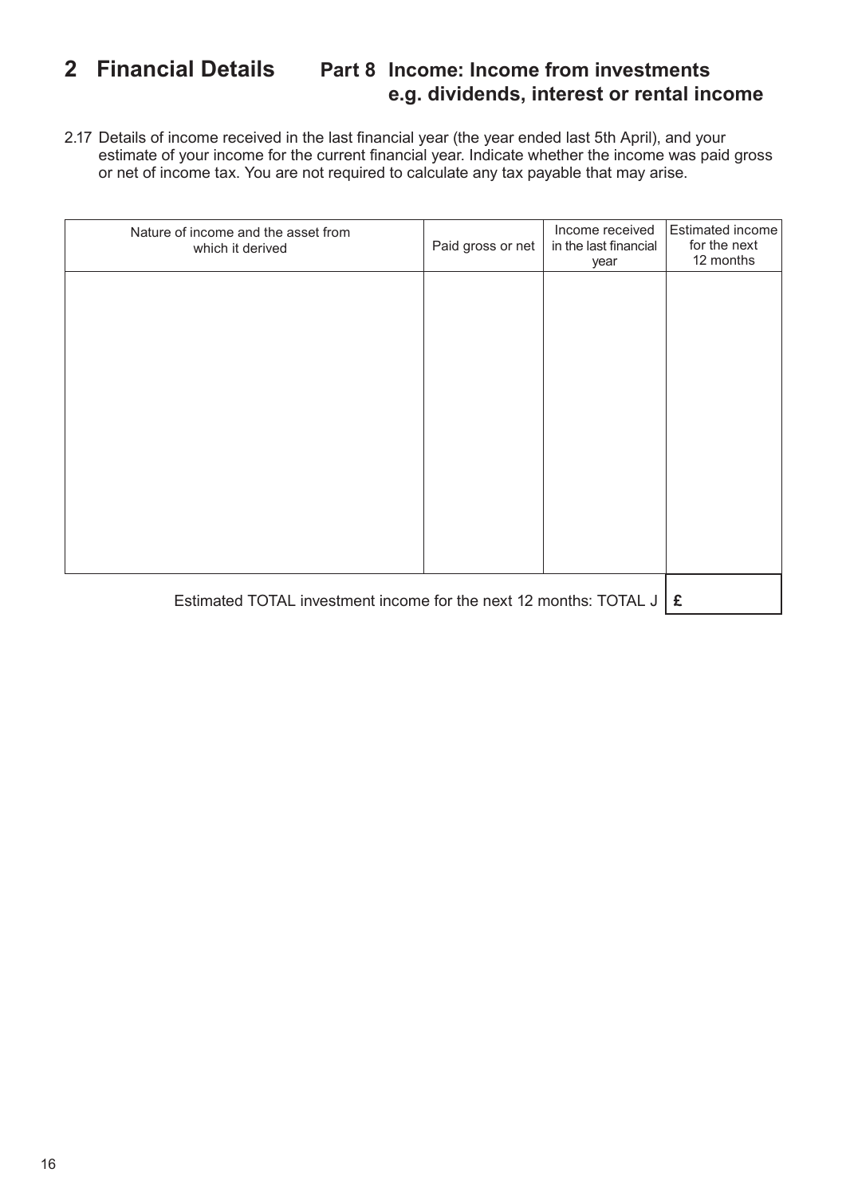# 2 Financial Details

## Part 8 Income: Income from investments e.g. dividends, interest or rental income

2.17 Details of income received in the last financial year (the year ended last 5th April), and your estimate of your income for the current financial year. Indicate whether the income was paid gross or net of income tax. You are not required to calculate any tax payable that may arise.

| Nature of income and the asset from which it derived | Paid gross or net | Income received in the last financial year | Estimated income for the next 12 months |
|---|---|---|---|
| | | | |

Estimated TOTAL investment income for the next 12 months: TOTAL J | **£**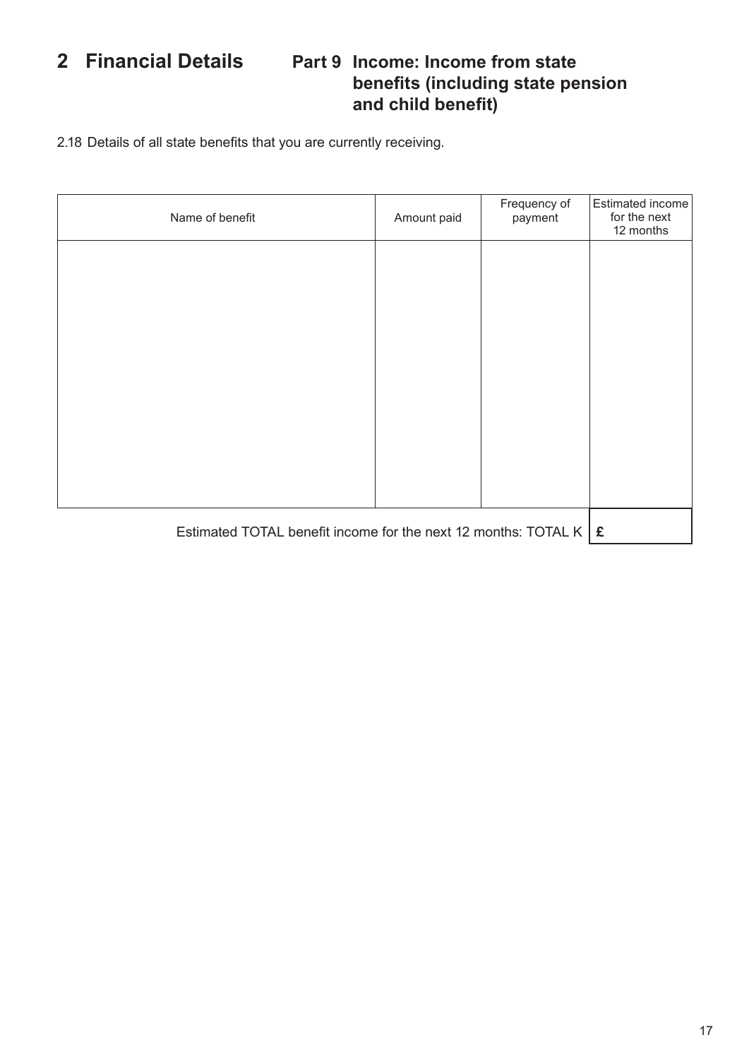# 2 Financial Details

## Part 9 Income: Income from state benefits (including state pension and child benefit)

2.18 Details of all state benefits that you are currently receiving.

| Name of benefit | Amount paid | Frequency of payment | Estimated income for the next 12 months |
|---|---|---|---|
| | | | |

Estimated TOTAL benefit income for the next 12 months: TOTAL K **£**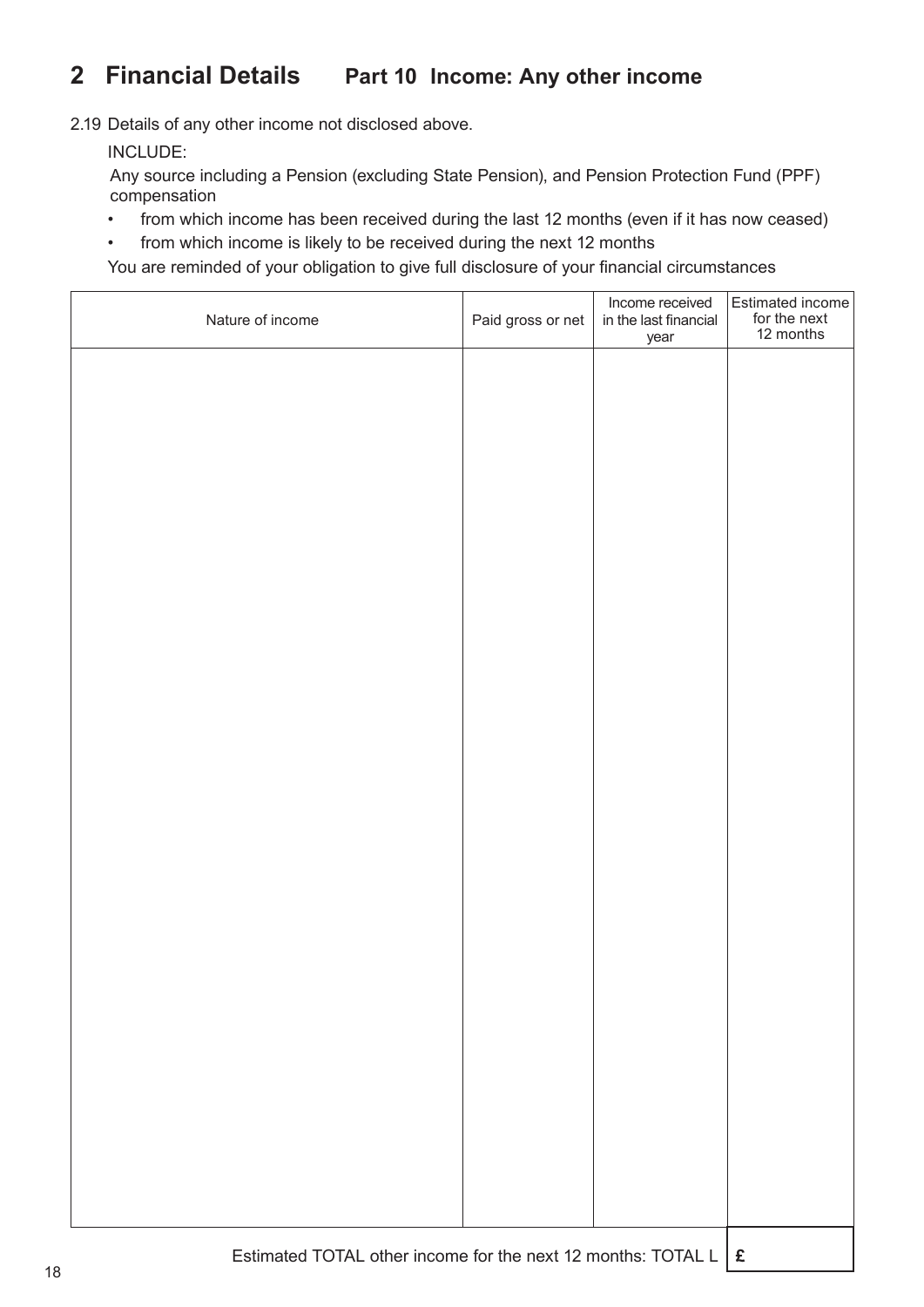# 2 Financial Details

## Part 10 Income: Any other income

2.19 Details of any other income not disclosed above.

INCLUDE:

Any source including a Pension (excluding State Pension), and Pension Protection Fund (PPF) compensation

- from which income has been received during the last 12 months (even if it has now ceased)
- from which income is likely to be received during the next 12 months

You are reminded of your obligation to give full disclosure of your financial circumstances

| Nature of income | Paid gross or net | Income received in the last financial year | Estimated income for the next 12 months |
|---|---|---|---|
| | | | |

Estimated TOTAL other income for the next 12 months: TOTAL L | £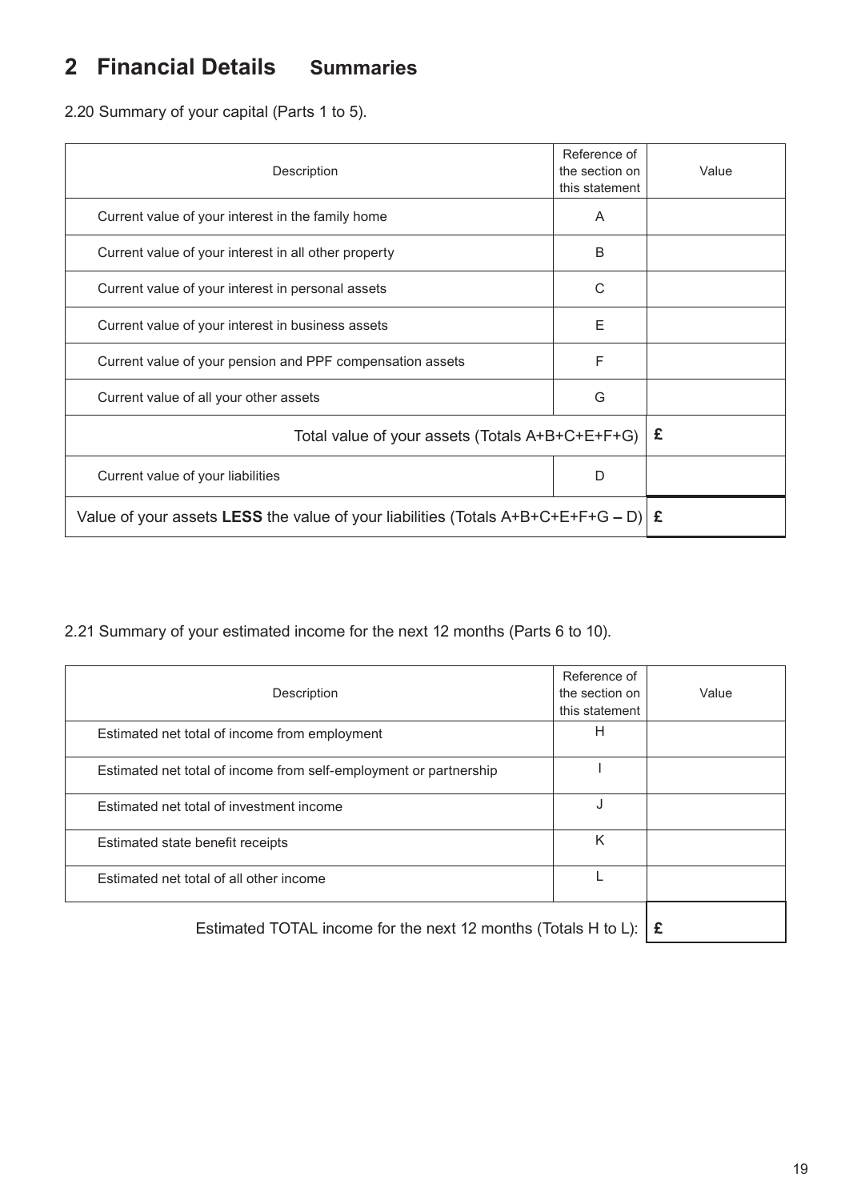# 2 Financial Details **Summaries**

2.20 Summary of your capital (Parts 1 to 5).

| Description | Reference of the section on this statement | Value |
| --- | --- | --- |
| Current value of your interest in the family home | A | |
| Current value of your interest in all other property | B | |
| Current value of your interest in personal assets | C | |
| Current value of your interest in business assets | E | |
| Current value of your pension and PPF compensation assets | F | |
| Current value of all your other assets | G | |
| Total value of your assets (Totals A+B+C+E+F+G) | | £ |
| Current value of your liabilities | D | |
| Value of your assets **LESS** the value of your liabilities (Totals A+B+C+E+F+G – D) | | £ |

2.21 Summary of your estimated income for the next 12 months (Parts 6 to 10).

| Description | Reference of the section on this statement | Value |
| --- | --- | --- |
| Estimated net total of income from employment | H | |
| Estimated net total of income from self-employment or partnership | I | |
| Estimated net total of investment income | J | |
| Estimated state benefit receipts | K | |
| Estimated net total of all other income | L | |
| Estimated TOTAL income for the next 12 months (Totals H to L): | | £ |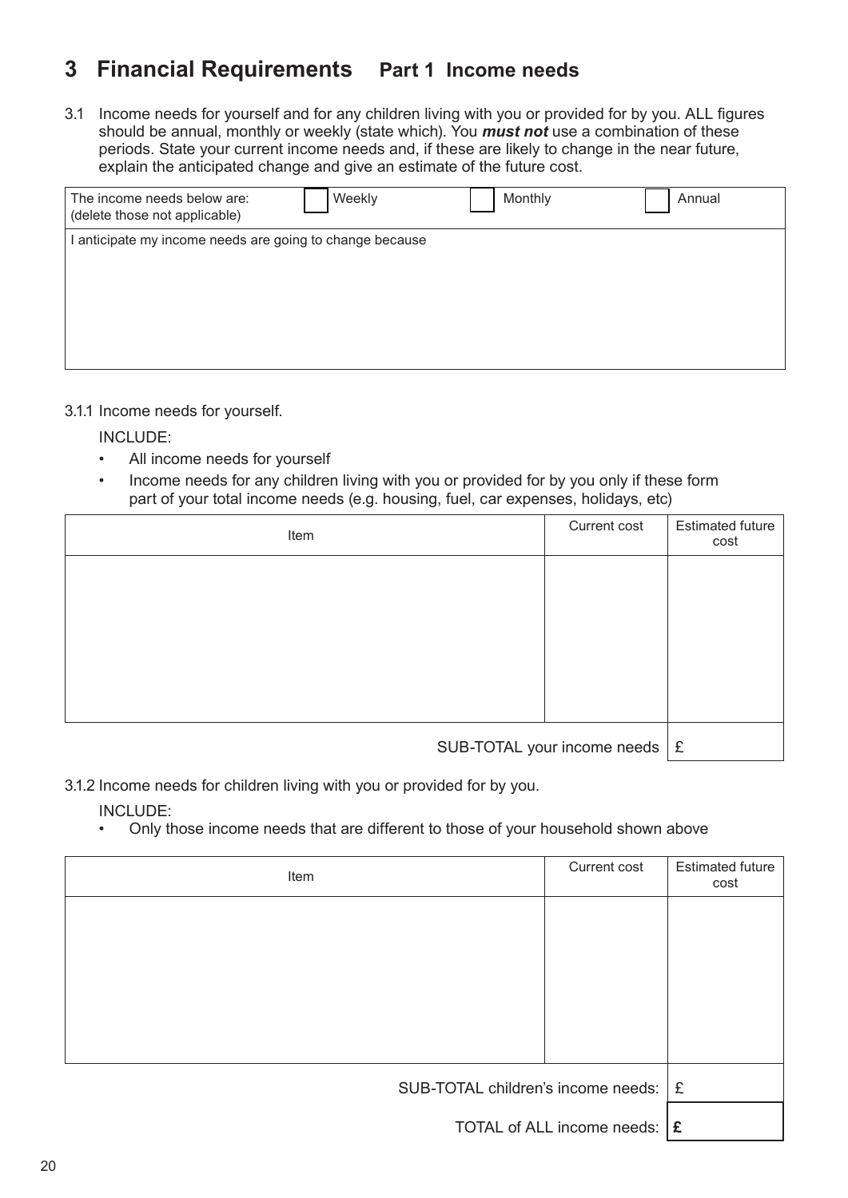# 3 Financial Requirements Part 1 Income needs

3.1 Income needs for yourself and for any children living with you or provided for by you. ALL figures should be annual, monthly or weekly (state which). You ***must not*** use a combination of these periods. State your current income needs and, if these are likely to change in the near future, explain the anticipated change and give an estimate of the future cost.

| The income needs below are: (delete those not applicable) | ☐ Weekly | ☐ Monthly | ☐ Annual |
|---|---|---|---|
| I anticipate my income needs are going to change because | | | |

3.1.1 Income needs for yourself.

INCLUDE:

- All income needs for yourself
- Income needs for any children living with you or provided for by you only if these form part of your total income needs (e.g. housing, fuel, car expenses, holidays, etc)

| Item | Current cost | Estimated future cost |
|---|---|---|
| | | |
| | SUB-TOTAL your income needs | £ |

3.1.2 Income needs for children living with you or provided for by you.

INCLUDE:

- Only those income needs that are different to those of your household shown above

| Item | Current cost | Estimated future cost |
|---|---|---|
| | | |
| | SUB-TOTAL children's income needs: | £ |
| | TOTAL of ALL income needs: | **£** |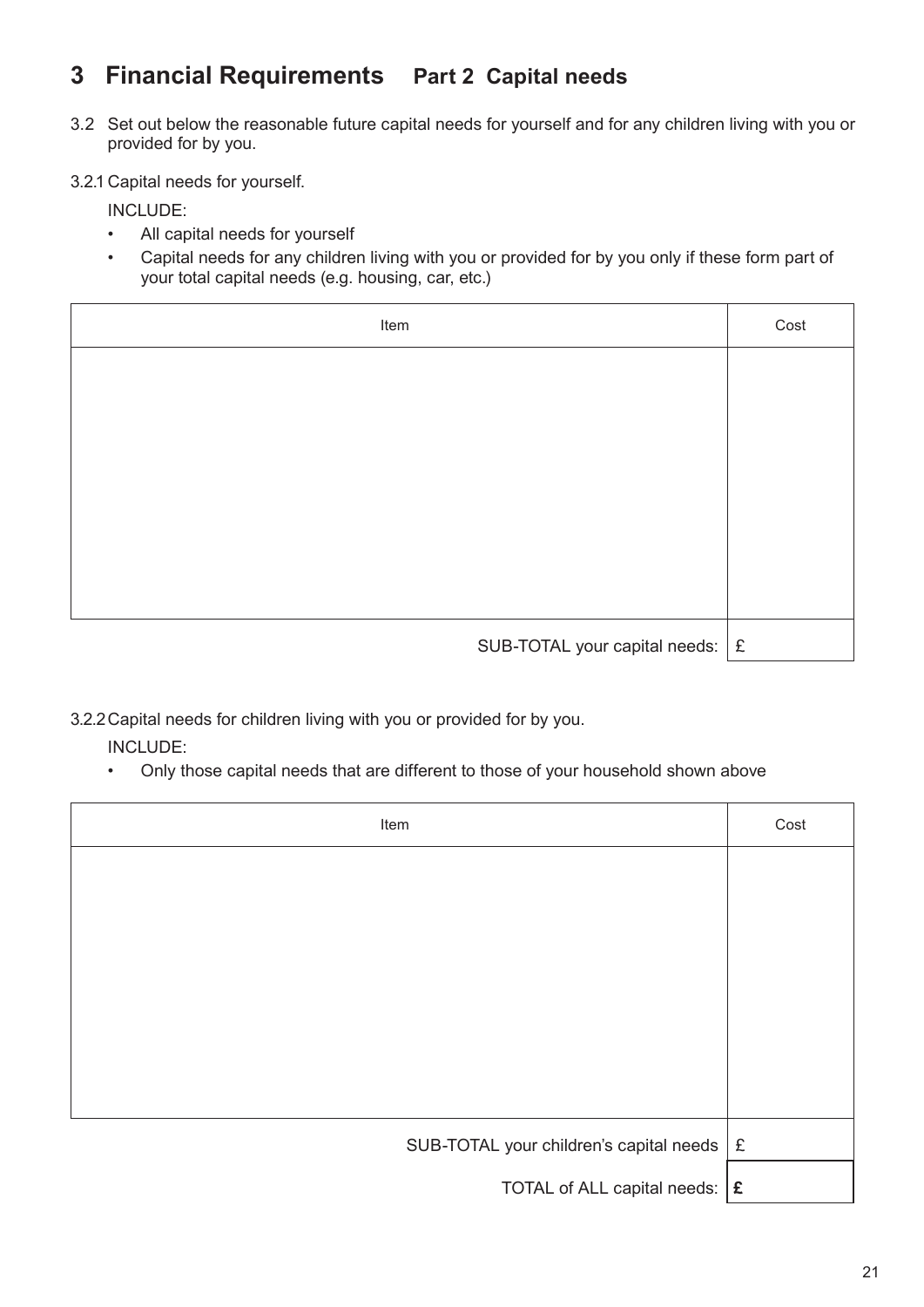# 3 Financial Requirements **Part 2 Capital needs**

3.2 Set out below the reasonable future capital needs for yourself and for any children living with you or provided for by you.

3.2.1 Capital needs for yourself.

INCLUDE:

- All capital needs for yourself
- Capital needs for any children living with you or provided for by you only if these form part of your total capital needs (e.g. housing, car, etc.)

| Item | Cost |
| --- | --- |
| | |
| SUB-TOTAL your capital needs: | £ |

3.2.2 Capital needs for children living with you or provided for by you.

INCLUDE:

- Only those capital needs that are different to those of your household shown above

| Item | Cost |
| --- | --- |
| | |
| SUB-TOTAL your children's capital needs | £ |
| TOTAL of ALL capital needs: | **£** |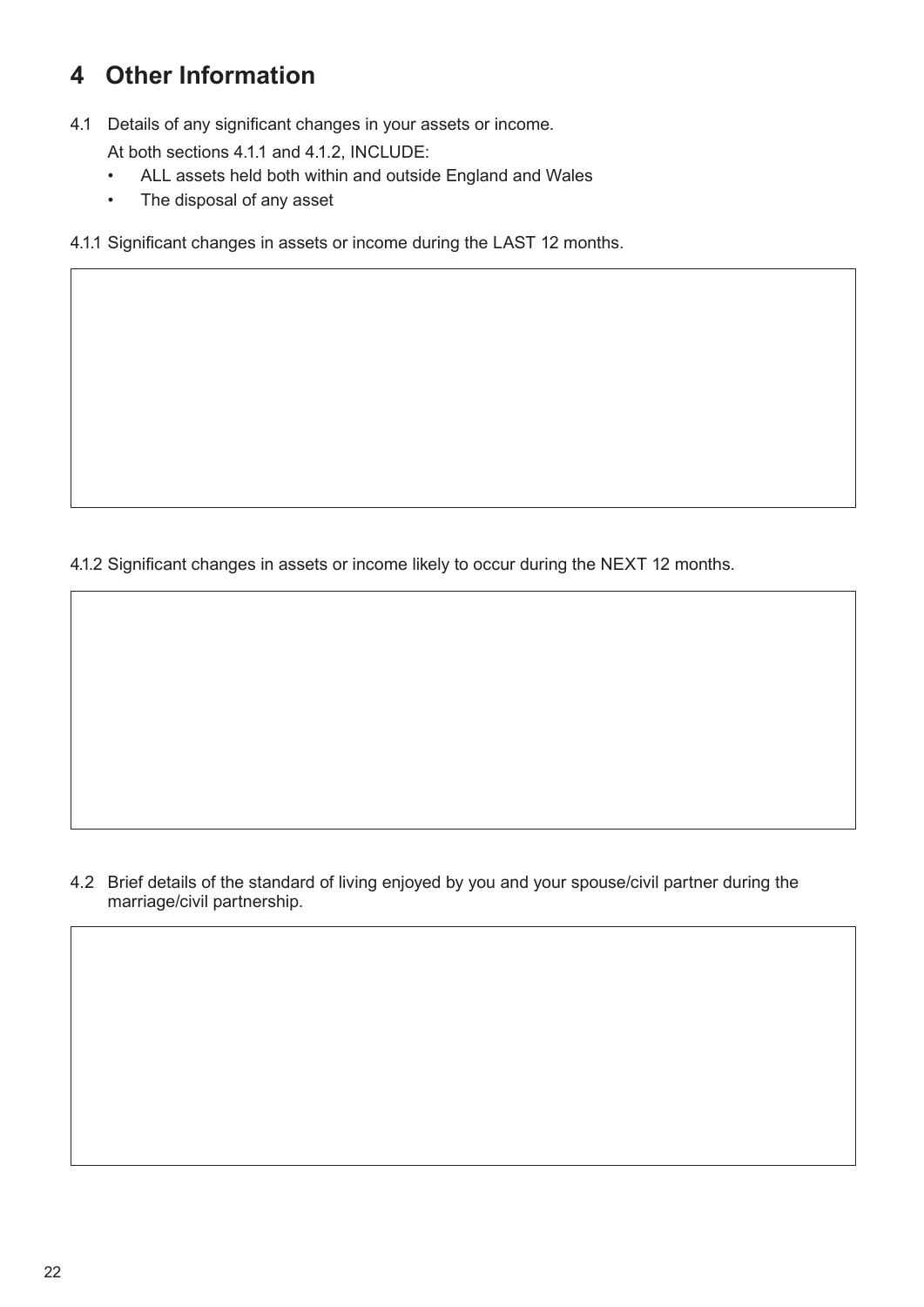# 4 Other Information

4.1 Details of any significant changes in your assets or income.

At both sections 4.1.1 and 4.1.2, INCLUDE:

- ALL assets held both within and outside England and Wales
- The disposal of any asset

4.1.1 Significant changes in assets or income during the LAST 12 months.

4.1.2 Significant changes in assets or income likely to occur during the NEXT 12 months.

4.2 Brief details of the standard of living enjoyed by you and your spouse/civil partner during the marriage/civil partnership.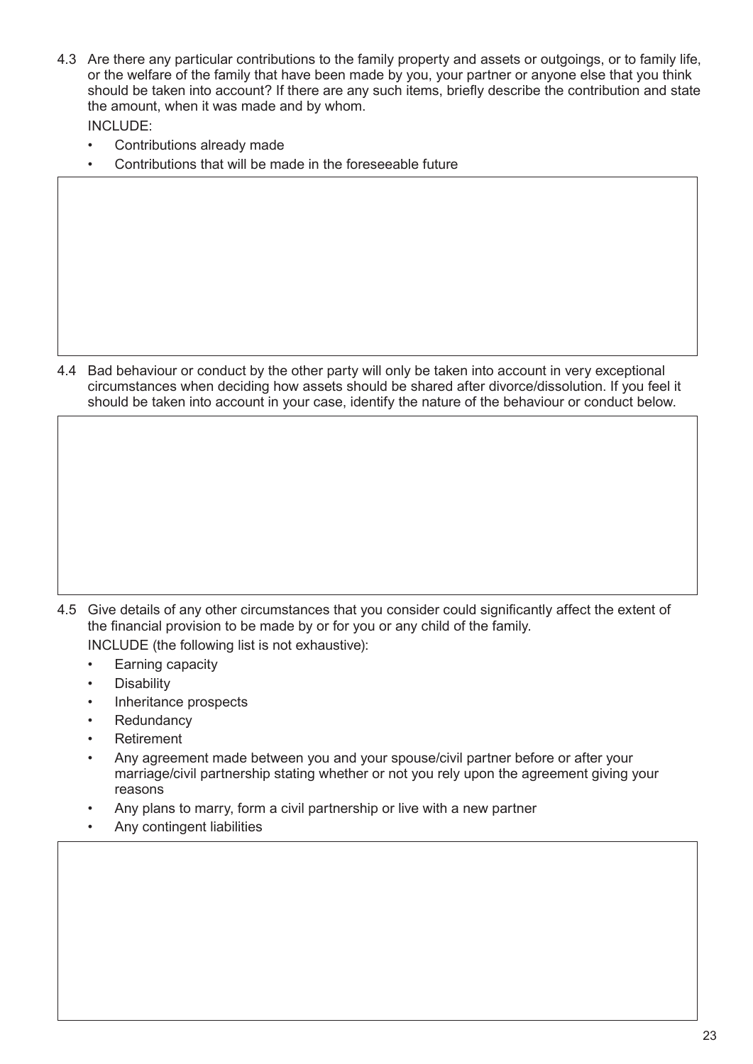4.3 Are there any particular contributions to the family property and assets or outgoings, or to family life, or the welfare of the family that have been made by you, your partner or anyone else that you think should be taken into account? If there are any such items, briefly describe the contribution and state the amount, when it was made and by whom.

INCLUDE:

- Contributions already made
- Contributions that will be made in the foreseeable future

4.4 Bad behaviour or conduct by the other party will only be taken into account in very exceptional circumstances when deciding how assets should be shared after divorce/dissolution. If you feel it should be taken into account in your case, identify the nature of the behaviour or conduct below.

4.5 Give details of any other circumstances that you consider could significantly affect the extent of the financial provision to be made by or for you or any child of the family.

INCLUDE (the following list is not exhaustive):

- Earning capacity
- Disability
- Inheritance prospects
- Redundancy
- Retirement
- Any agreement made between you and your spouse/civil partner before or after your marriage/civil partnership stating whether or not you rely upon the agreement giving your reasons
- Any plans to marry, form a civil partnership or live with a new partner
- Any contingent liabilities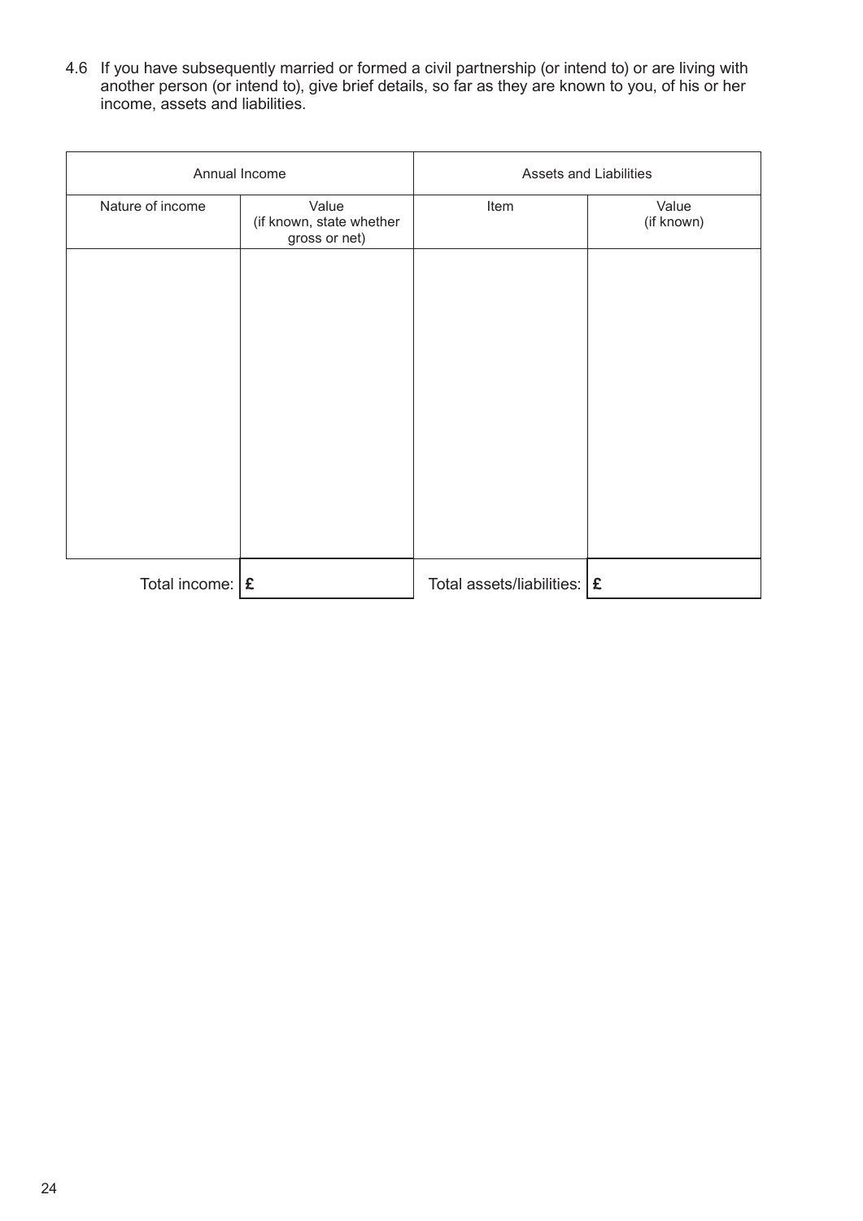4.6 If you have subsequently married or formed a civil partnership (or intend to) or are living with another person (or intend to), give brief details, so far as they are known to you, of his or her income, assets and liabilities.

| Annual Income | | Assets and Liabilities | |
|---|---|---|---|
| Nature of income | Value (if known, state whether gross or net) | Item | Value (if known) |
| | | | |
| Total income: | £ | Total assets/liabilities: | £ |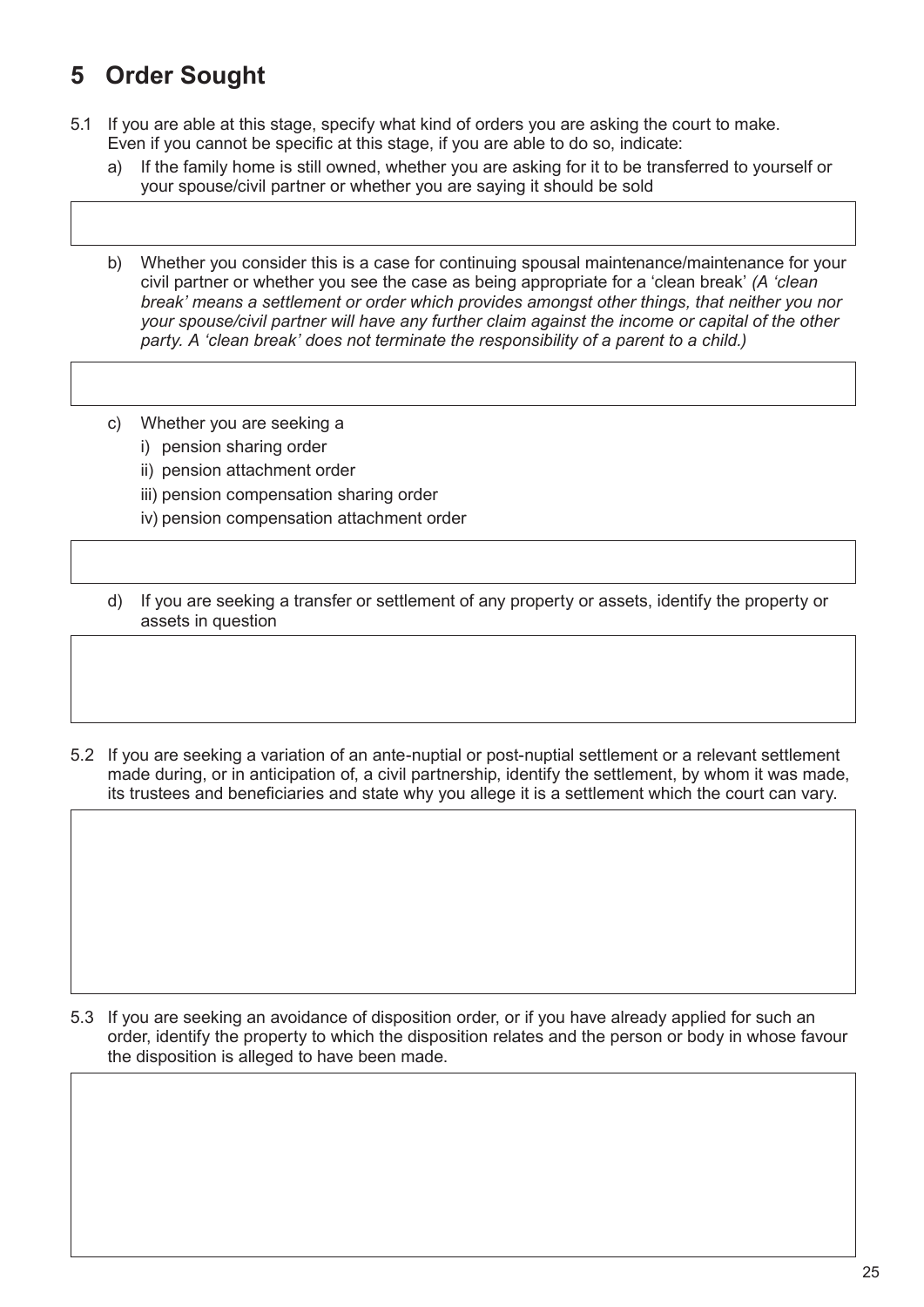## 5 Order Sought

5.1 If you are able at this stage, specify what kind of orders you are asking the court to make. Even if you cannot be specific at this stage, if you are able to do so, indicate:

a) If the family home is still owned, whether you are asking for it to be transferred to yourself or your spouse/civil partner or whether you are saying it should be sold

b) Whether you consider this is a case for continuing spousal maintenance/maintenance for your civil partner or whether you see the case as being appropriate for a 'clean break' *(A 'clean break' means a settlement or order which provides amongst other things, that neither you nor your spouse/civil partner will have any further claim against the income or capital of the other party. A 'clean break' does not terminate the responsibility of a parent to a child.)*

c) Whether you are seeking a

i) pension sharing order

ii) pension attachment order

iii) pension compensation sharing order

iv) pension compensation attachment order

d) If you are seeking a transfer or settlement of any property or assets, identify the property or assets in question

5.2 If you are seeking a variation of an ante-nuptial or post-nuptial settlement or a relevant settlement made during, or in anticipation of, a civil partnership, identify the settlement, by whom it was made, its trustees and beneficiaries and state why you allege it is a settlement which the court can vary.

5.3 If you are seeking an avoidance of disposition order, or if you have already applied for such an order, identify the property to which the disposition relates and the person or body in whose favour the disposition is alleged to have been made.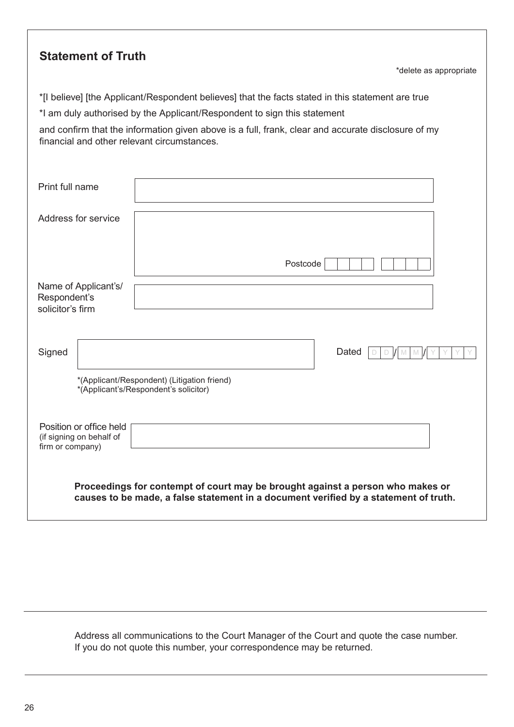## Statement of Truth

*delete as appropriate

*[I believe] [the Applicant/Respondent believes] that the facts stated in this statement are true

*I am duly authorised by the Applicant/Respondent to sign this statement

and confirm that the information given above is a full, frank, clear and accurate disclosure of my financial and other relevant circumstances.

Print full name

Address for service

Postcode

Name of Applicant's/ Respondent's solicitor's firm

Signed

Dated D D / M M / Y Y Y Y

*(Applicant/Respondent) (Litigation friend)
*(Applicant's/Respondent's solicitor)

Position or office held (if signing on behalf of firm or company)

**Proceedings for contempt of court may be brought against a person who makes or causes to be made, a false statement in a document verified by a statement of truth.**

---

Address all communications to the Court Manager of the Court and quote the case number. If you do not quote this number, your correspondence may be returned.

---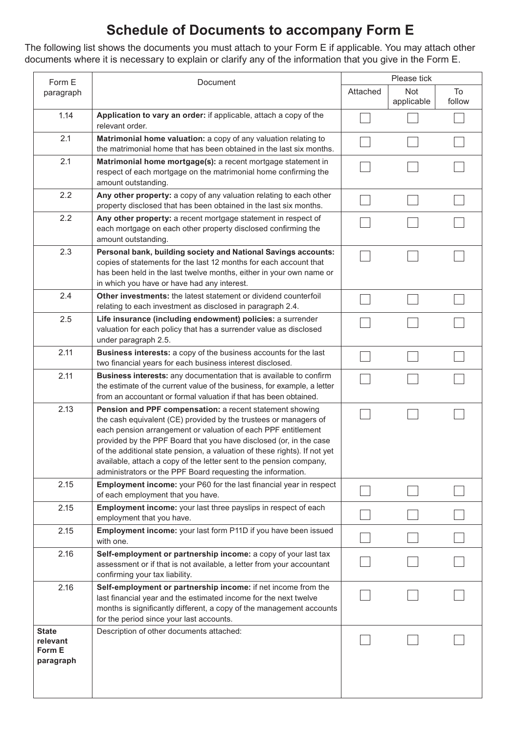# Schedule of Documents to accompany Form E

The following list shows the documents you must attach to your Form E if applicable. You may attach other documents where it is necessary to explain or clarify any of the information that you give in the Form E.

| Form E paragraph | Document | Please tick | | |
|---|---|---|---|---|
| | | Attached | Not applicable | To follow |
| 1.14 | **Application to vary an order:** if applicable, attach a copy of the relevant order. | ☐ | ☐ | ☐ |
| 2.1 | **Matrimonial home valuation:** a copy of any valuation relating to the matrimonial home that has been obtained in the last six months. | ☐ | ☐ | ☐ |
| 2.1 | **Matrimonial home mortgage(s):** a recent mortgage statement in respect of each mortgage on the matrimonial home confirming the amount outstanding. | ☐ | ☐ | ☐ |
| 2.2 | **Any other property:** a copy of any valuation relating to each other property disclosed that has been obtained in the last six months. | ☐ | ☐ | ☐ |
| 2.2 | **Any other property:** a recent mortgage statement in respect of each mortgage on each other property disclosed confirming the amount outstanding. | ☐ | ☐ | ☐ |
| 2.3 | **Personal bank, building society and National Savings accounts:** copies of statements for the last 12 months for each account that has been held in the last twelve months, either in your own name or in which you have or have had any interest. | ☐ | ☐ | ☐ |
| 2.4 | **Other investments:** the latest statement or dividend counterfoil relating to each investment as disclosed in paragraph 2.4. | ☐ | ☐ | ☐ |
| 2.5 | **Life insurance (including endowment) policies:** a surrender valuation for each policy that has a surrender value as disclosed under paragraph 2.5. | ☐ | ☐ | ☐ |
| 2.11 | **Business interests:** a copy of the business accounts for the last two financial years for each business interest disclosed. | ☐ | ☐ | ☐ |
| 2.11 | **Business interests:** any documentation that is available to confirm the estimate of the current value of the business, for example, a letter from an accountant or formal valuation if that has been obtained. | ☐ | ☐ | ☐ |
| 2.13 | **Pension and PPF compensation:** a recent statement showing the cash equivalent (CE) provided by the trustees or managers of each pension arrangement or valuation of each PPF entitlement provided by the PPF Board that you have disclosed (or, in the case of the additional state pension, a valuation of these rights). If not yet available, attach a copy of the letter sent to the pension company, administrators or the PPF Board requesting the information. | ☐ | ☐ | ☐ |
| 2.15 | **Employment income:** your P60 for the last financial year in respect of each employment that you have. | ☐ | ☐ | ☐ |
| 2.15 | **Employment income:** your last three payslips in respect of each employment that you have. | ☐ | ☐ | ☐ |
| 2.15 | **Employment income:** your last form P11D if you have been issued with one. | ☐ | ☐ | ☐ |
| 2.16 | **Self-employment or partnership income:** a copy of your last tax assessment or if that is not available, a letter from your accountant confirming your tax liability. | ☐ | ☐ | ☐ |
| 2.16 | **Self-employment or partnership income:** if net income from the last financial year and the estimated income for the next twelve months is significantly different, a copy of the management accounts for the period since your last accounts. | ☐ | ☐ | ☐ |
| **State relevant Form E paragraph** | Description of other documents attached: | ☐ | ☐ | ☐ |